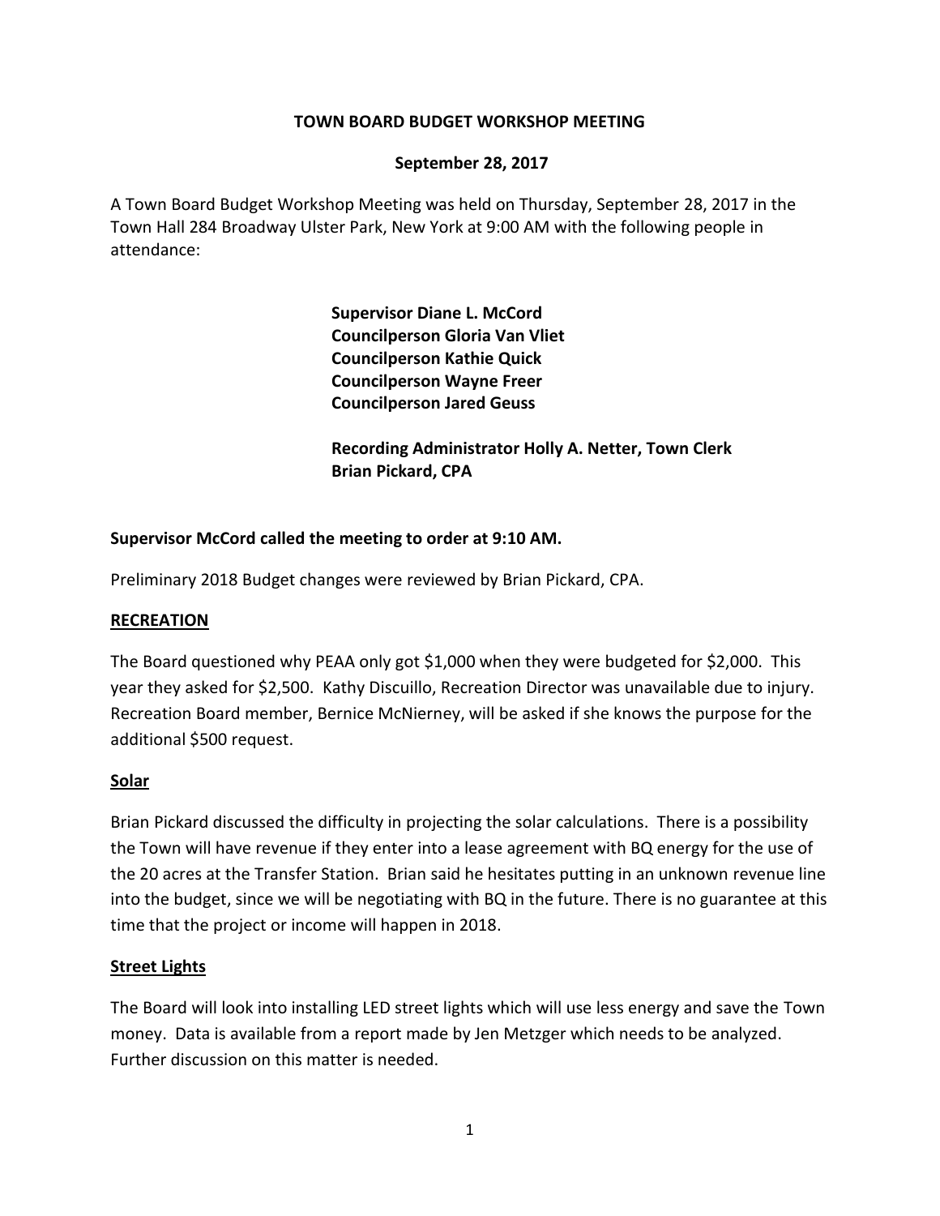# TOWN BOARD BUDGET WORKSHOP MEETING

## September 28, 2017

A Town Board Budget Workshop Meeting was held on Thursday, September 28, 2017 in the Town Hall 284 Broadway Ulster Park, New York at 9:00 AM with the following people in attendance:

**Supervisor Diane L. McCord**
**Councilperson Gloria Van Vliet**
**Councilperson Kathie Quick**
**Councilperson Wayne Freer**
**Councilperson Jared Geuss**

**Recording Administrator Holly A. Netter, Town Clerk**
**Brian Pickard, CPA**

**Supervisor McCord called the meeting to order at 9:10 AM.**

Preliminary 2018 Budget changes were reviewed by Brian Pickard, CPA.

**RECREATION**

The Board questioned why PEAA only got $1,000 when they were budgeted for $2,000. This year they asked for $2,500. Kathy Discuillo, Recreation Director was unavailable due to injury. Recreation Board member, Bernice McNierney, will be asked if she knows the purpose for the additional $500 request.

**Solar**

Brian Pickard discussed the difficulty in projecting the solar calculations. There is a possibility the Town will have revenue if they enter into a lease agreement with BQ energy for the use of the 20 acres at the Transfer Station. Brian said he hesitates putting in an unknown revenue line into the budget, since we will be negotiating with BQ in the future. There is no guarantee at this time that the project or income will happen in 2018.

**Street Lights**

The Board will look into installing LED street lights which will use less energy and save the Town money. Data is available from a report made by Jen Metzger which needs to be analyzed. Further discussion on this matter is needed.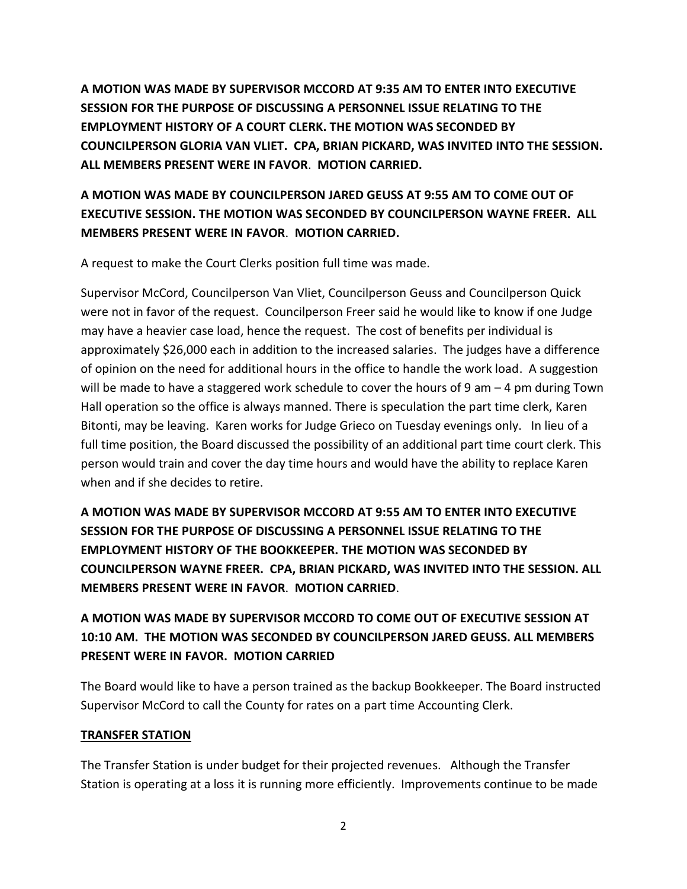**A MOTION WAS MADE BY SUPERVISOR MCCORD AT 9:35 AM TO ENTER INTO EXECUTIVE SESSION FOR THE PURPOSE OF DISCUSSING A PERSONNEL ISSUE RELATING TO THE EMPLOYMENT HISTORY OF A COURT CLERK. THE MOTION WAS SECONDED BY COUNCILPERSON GLORIA VAN VLIET. CPA, BRIAN PICKARD, WAS INVITED INTO THE SESSION. ALL MEMBERS PRESENT WERE IN FAVOR. MOTION CARRIED.**

**A MOTION WAS MADE BY COUNCILPERSON JARED GEUSS AT 9:55 AM TO COME OUT OF EXECUTIVE SESSION. THE MOTION WAS SECONDED BY COUNCILPERSON WAYNE FREER. ALL MEMBERS PRESENT WERE IN FAVOR. MOTION CARRIED.**

A request to make the Court Clerks position full time was made.

Supervisor McCord, Councilperson Van Vliet, Councilperson Geuss and Councilperson Quick were not in favor of the request. Councilperson Freer said he would like to know if one Judge may have a heavier case load, hence the request. The cost of benefits per individual is approximately $26,000 each in addition to the increased salaries. The judges have a difference of opinion on the need for additional hours in the office to handle the work load. A suggestion will be made to have a staggered work schedule to cover the hours of 9 am – 4 pm during Town Hall operation so the office is always manned. There is speculation the part time clerk, Karen Bitonti, may be leaving. Karen works for Judge Grieco on Tuesday evenings only. In lieu of a full time position, the Board discussed the possibility of an additional part time court clerk. This person would train and cover the day time hours and would have the ability to replace Karen when and if she decides to retire.

**A MOTION WAS MADE BY SUPERVISOR MCCORD AT 9:55 AM TO ENTER INTO EXECUTIVE SESSION FOR THE PURPOSE OF DISCUSSING A PERSONNEL ISSUE RELATING TO THE EMPLOYMENT HISTORY OF THE BOOKKEEPER. THE MOTION WAS SECONDED BY COUNCILPERSON WAYNE FREER. CPA, BRIAN PICKARD, WAS INVITED INTO THE SESSION. ALL MEMBERS PRESENT WERE IN FAVOR. MOTION CARRIED.**

**A MOTION WAS MADE BY SUPERVISOR MCCORD TO COME OUT OF EXECUTIVE SESSION AT 10:10 AM. THE MOTION WAS SECONDED BY COUNCILPERSON JARED GEUSS. ALL MEMBERS PRESENT WERE IN FAVOR. MOTION CARRIED**

The Board would like to have a person trained as the backup Bookkeeper. The Board instructed Supervisor McCord to call the County for rates on a part time Accounting Clerk.

**TRANSFER STATION**

The Transfer Station is under budget for their projected revenues. Although the Transfer Station is operating at a loss it is running more efficiently. Improvements continue to be made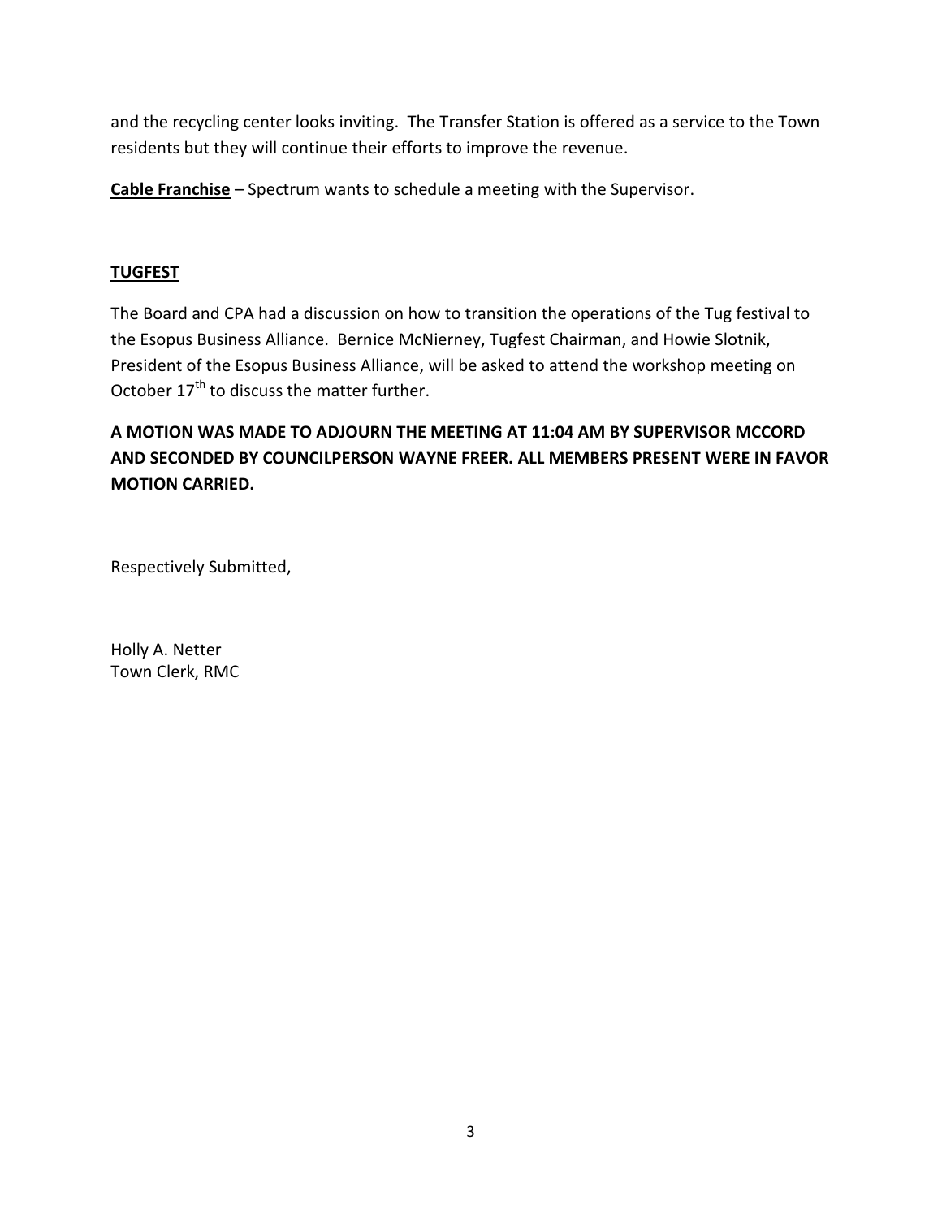and the recycling center looks inviting. The Transfer Station is offered as a service to the Town residents but they will continue their efforts to improve the revenue.

**Cable Franchise** – Spectrum wants to schedule a meeting with the Supervisor.

## **TUGFEST**

The Board and CPA had a discussion on how to transition the operations of the Tug festival to the Esopus Business Alliance. Bernice McNierney, Tugfest Chairman, and Howie Slotnik, President of the Esopus Business Alliance, will be asked to attend the workshop meeting on October 17th to discuss the matter further.

**A MOTION WAS MADE TO ADJOURN THE MEETING AT 11:04 AM BY SUPERVISOR MCCORD AND SECONDED BY COUNCILPERSON WAYNE FREER. ALL MEMBERS PRESENT WERE IN FAVOR MOTION CARRIED.**

Respectively Submitted,

Holly A. Netter
Town Clerk, RMC